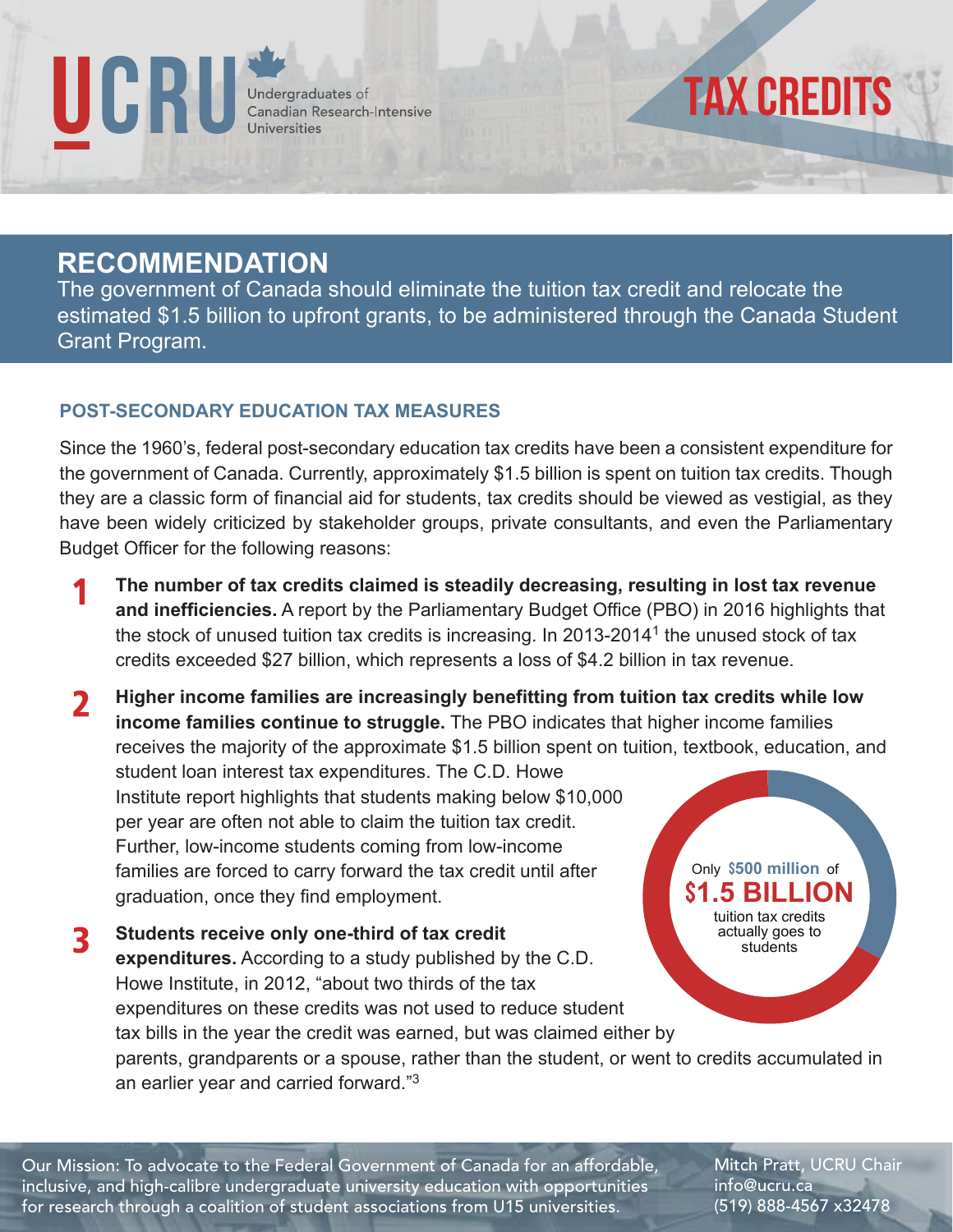UCRU Undergraduates of Canadian Research-Intensive Universities

# TAX CREDITS

## RECOMMENDATION

The government of Canada should eliminate the tuition tax credit and relocate the estimated $1.5 billion to upfront grants, to be administered through the Canada Student Grant Program.

### POST-SECONDARY EDUCATION TAX MEASURES

Since the 1960's, federal post-secondary education tax credits have been a consistent expenditure for the government of Canada. Currently, approximately $1.5 billion is spent on tuition tax credits. Though they are a classic form of financial aid for students, tax credits should be viewed as vestigial, as they have been widely criticized by stakeholder groups, private consultants, and even the Parliamentary Budget Officer for the following reasons:

1. **The number of tax credits claimed is steadily decreasing, resulting in lost tax revenue and inefficiencies.** A report by the Parliamentary Budget Office (PBO) in 2016 highlights that the stock of unused tuition tax credits is increasing. In 2013-2014[1] the unused stock of tax credits exceeded $27 billion, which represents a loss of $4.2 billion in tax revenue.

2. **Higher income families are increasingly benefitting from tuition tax credits while low income families continue to struggle.** The PBO indicates that higher income families receives the majority of the approximate $1.5 billion spent on tuition, textbook, education, and student loan interest tax expenditures. The C.D. Howe Institute report highlights that students making below $10,000 per year are often not able to claim the tuition tax credit. Further, low-income students coming from low-income families are forced to carry forward the tax credit until after graduation, once they find employment.

3. **Students receive only one-third of tax credit expenditures.** According to a study published by the C.D. Howe Institute, in 2012, "about two thirds of the tax expenditures on these credits was not used to reduce student tax bills in the year the credit was earned, but was claimed either by parents, grandparents or a spouse, rather than the student, or went to credits accumulated in an earlier year and carried forward."[3]

Only $500 million of **$1.5 BILLION** tuition tax credits actually goes to students

Our Mission: To advocate to the Federal Government of Canada for an affordable, inclusive, and high-calibre undergraduate university education with opportunities for research through a coalition of student associations from U15 universities.

Mitch Pratt, UCRU Chair
info@ucru.ca
(519) 888-4567 x32478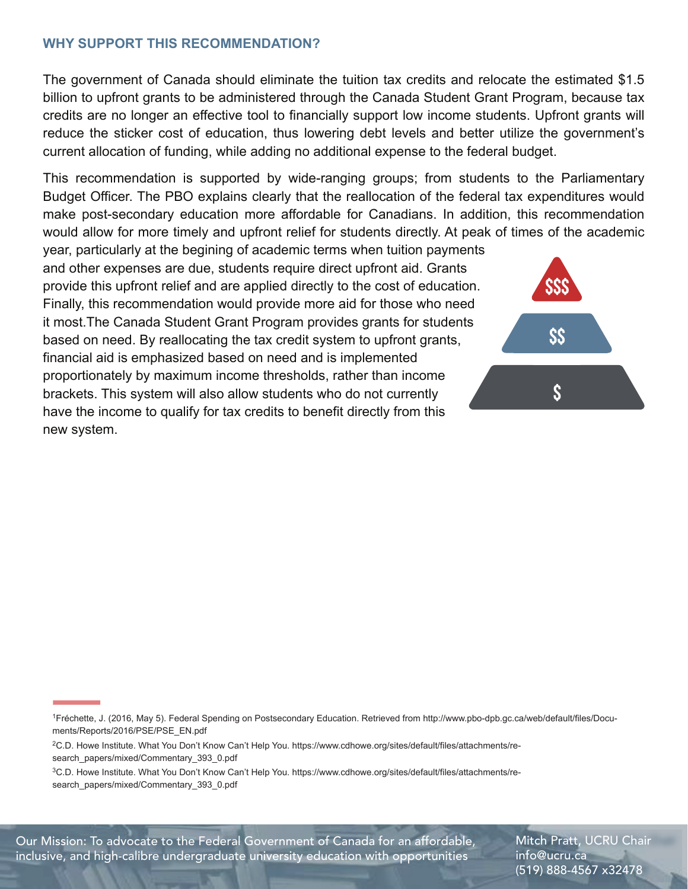## WHY SUPPORT THIS RECOMMENDATION?

The government of Canada should eliminate the tuition tax credits and relocate the estimated $1.5 billion to upfront grants to be administered through the Canada Student Grant Program, because tax credits are no longer an effective tool to financially support low income students. Upfront grants will reduce the sticker cost of education, thus lowering debt levels and better utilize the government's current allocation of funding, while adding no additional expense to the federal budget.

This recommendation is supported by wide-ranging groups; from students to the Parliamentary Budget Officer. The PBO explains clearly that the reallocation of the federal tax expenditures would make post-secondary education more affordable for Canadians. In addition, this recommendation would allow for more timely and upfront relief for students directly. At peak of times of the academic year, particularly at the begining of academic terms when tuition payments and other expenses are due, students require direct upfront aid. Grants provide this upfront relief and are applied directly to the cost of education. Finally, this recommendation would provide more aid for those who need it most.The Canada Student Grant Program provides grants for students based on need. By reallocating the tax credit system to upfront grants, financial aid is emphasized based on need and is implemented proportionately by maximum income thresholds, rather than income brackets. This system will also allow students who do not currently have the income to qualify for tax credits to benefit directly from this new system.

$$$

$$

$

---

[1]Fréchette, J. (2016, May 5). Federal Spending on Postsecondary Education. Retrieved from http://www.pbo-dpb.gc.ca/web/default/files/Documents/Reports/2016/PSE/PSE_EN.pdf

[2]C.D. Howe Institute. What You Don't Know Can't Help You. https://www.cdhowe.org/sites/default/files/attachments/research_papers/mixed/Commentary_393_0.pdf

[3]C.D. Howe Institute. What You Don't Know Can't Help You. https://www.cdhowe.org/sites/default/files/attachments/research_papers/mixed/Commentary_393_0.pdf

Our Mission: To advocate to the Federal Government of Canada for an affordable, inclusive, and high-calibre undergraduate university education with opportunities

Mitch Pratt, UCRU Chair
info@ucru.ca
(519) 888-4567 x32478